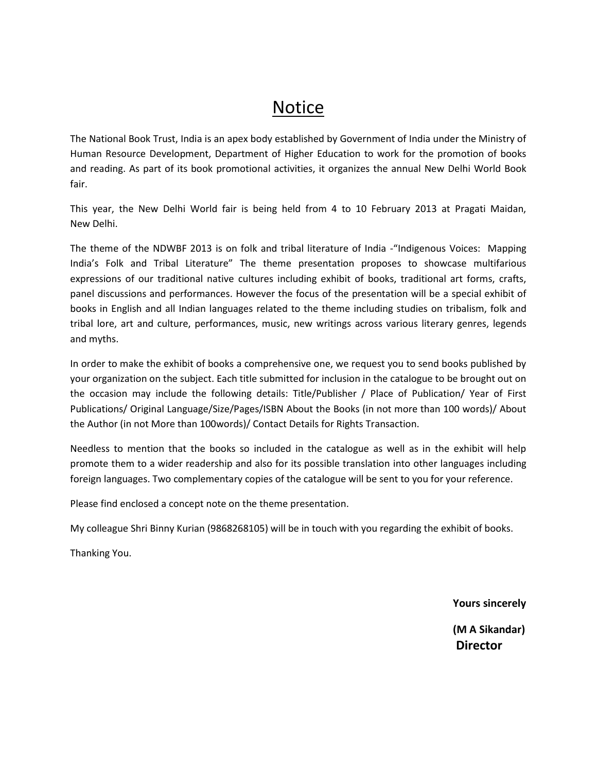# Notice

The National Book Trust, India is an apex body established by Government of India under the Ministry of Human Resource Development, Department of Higher Education to work for the promotion of books and reading. As part of its book promotional activities, it organizes the annual New Delhi World Book fair.

This year, the New Delhi World fair is being held from 4 to 10 February 2013 at Pragati Maidan, New Delhi.

The theme of the NDWBF 2013 is on folk and tribal literature of India -"Indigenous Voices: Mapping India's Folk and Tribal Literature" The theme presentation proposes to showcase multifarious expressions of our traditional native cultures including exhibit of books, traditional art forms, crafts, panel discussions and performances. However the focus of the presentation will be a special exhibit of books in English and all Indian languages related to the theme including studies on tribalism, folk and tribal lore, art and culture, performances, music, new writings across various literary genres, legends and myths.

In order to make the exhibit of books a comprehensive one, we request you to send books published by your organization on the subject. Each title submitted for inclusion in the catalogue to be brought out on the occasion may include the following details: Title/Publisher / Place of Publication/ Year of First Publications/ Original Language/Size/Pages/ISBN About the Books (in not more than 100 words)/ About the Author (in not More than 100words)/ Contact Details for Rights Transaction.

Needless to mention that the books so included in the catalogue as well as in the exhibit will help promote them to a wider readership and also for its possible translation into other languages including foreign languages. Two complementary copies of the catalogue will be sent to you for your reference.

Please find enclosed a concept note on the theme presentation.

My colleague Shri Binny Kurian (9868268105) will be in touch with you regarding the exhibit of books.

Thanking You.

**Yours sincerely**

**(M A Sikandar)**
**Director**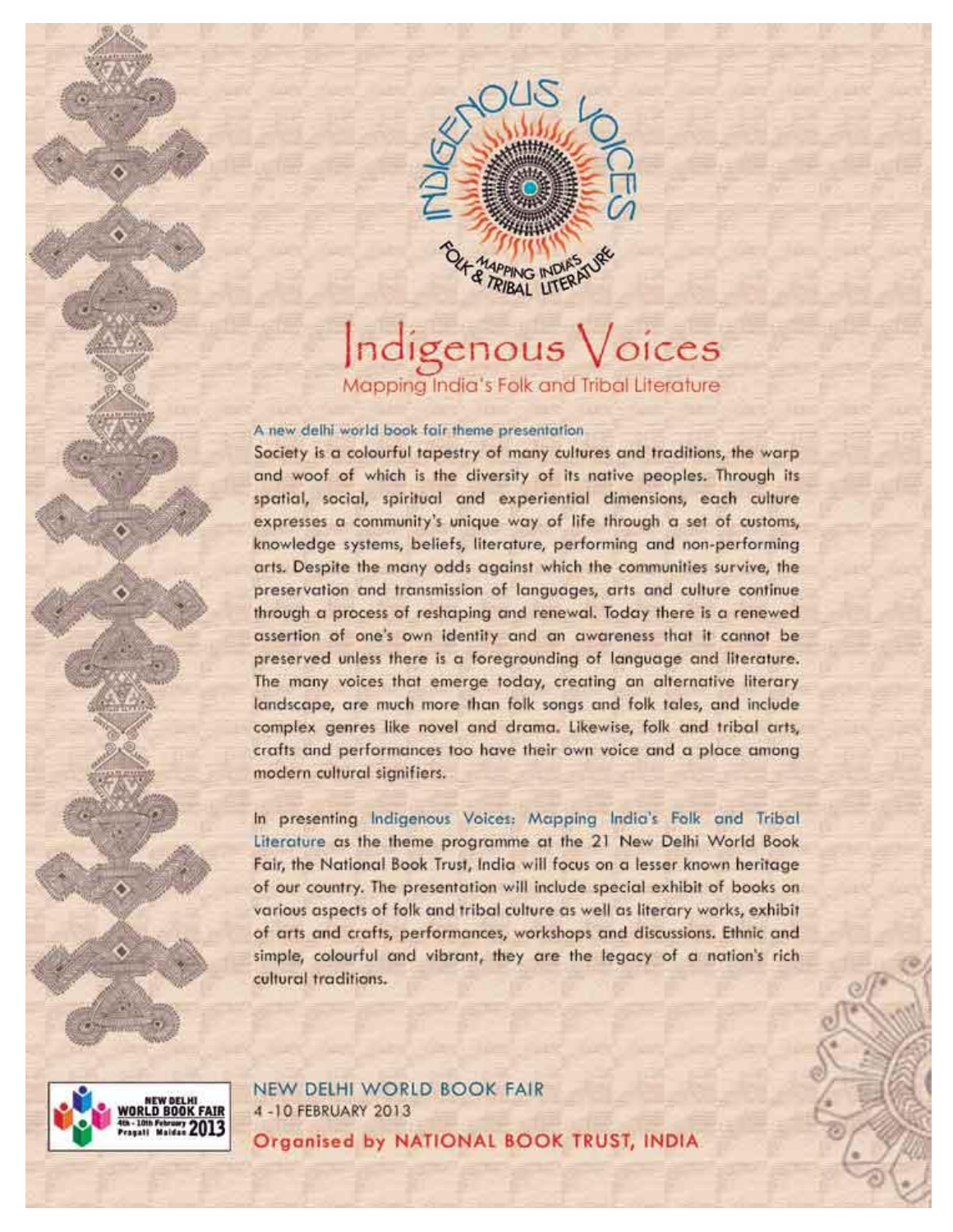# Indigenous Voices

## Mapping India's Folk and Tribal Literature

A new delhi world book fair theme presentation

Society is a colourful tapestry of many cultures and traditions, the warp and woof of which is the diversity of its native peoples. Through its spatial, social, spiritual and experiential dimensions, each culture expresses a community's unique way of life through a set of customs, knowledge systems, beliefs, literature, performing and non-performing arts. Despite the many odds against which the communities survive, the preservation and transmission of languages, arts and culture continue through a process of reshaping and renewal. Today there is a renewed assertion of one's own identity and an awareness that it cannot be preserved unless there is a foregrounding of language and literature. The many voices that emerge today, creating an alternative literary landscape, are much more than folk songs and folk tales, and include complex genres like novel and drama. Likewise, folk and tribal arts, crafts and performances too have their own voice and a place among modern cultural signifiers.

In presenting Indigenous Voices: Mapping India's Folk and Tribal Literature as the theme programme at the 21 New Delhi World Book Fair, the National Book Trust, India will focus on a lesser known heritage of our country. The presentation will include special exhibit of books on various aspects of folk and tribal culture as well as literary works, exhibit of arts and crafts, performances, workshops and discussions. Ethnic and simple, colourful and vibrant, they are the legacy of a nation's rich cultural traditions.

NEW DELHI WORLD BOOK FAIR
4 -10 FEBRUARY 2013

**Organised by NATIONAL BOOK TRUST, INDIA**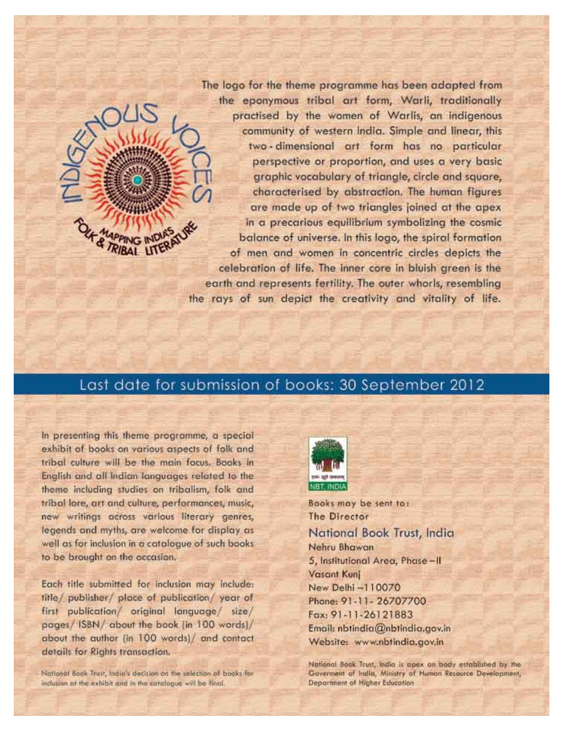INDIGENOUS VOICES

MAPPING INDIA'S FOLK & TRIBAL LITERATURE

The logo for the theme programme has been adapted from the eponymous tribal art form, Warli, traditionally practised by the women of Warlis, an indigenous community of western India. Simple and linear, this two-dimensional art form has no particular perspective or proportion, and uses a very basic graphic vocabulary of triangle, circle and square, characterised by abstraction. The human figures are made up of two triangles joined at the apex in a precarious equilibrium symbolizing the cosmic balance of universe. In this logo, the spiral formation of men and women in concentric circles depicts the celebration of life. The inner core in bluish green is the earth and represents fertility. The outer whorls, resembling the rays of sun depict the creativity and vitality of life.

## Last date for submission of books: 30 September 2012

In presenting this theme programme, a special exhibit of books on various aspects of folk and tribal culture will be the main focus. Books in English and all Indian languages related to the theme including studies on tribalism, folk and tribal lore, art and culture, performances, music, new writings across various literary genres, legends and myths, are welcome for display as well as for inclusion in a catalogue of such books to be brought on the occasion.

Each title submitted for inclusion may include: title/ publisher/ place of publication/ year of first publication/ original language/ size/ pages/ ISBN/ about the book (in 100 words)/ about the author (in 100 words)/ and contact details for Rights transaction.

National Book Trust, India's decision on the selection of books for inclusion at the exhibit and in the catalogue will be final.

NBT, INDIA

Books may be sent to:
The Director
**National Book Trust, India**
Nehru Bhawan
5, Institutional Area, Phase – II
Vasant Kunj
New Delhi – 110070
Phone: 91-11- 26707700
Fax: 91-11-26121883
Email: nbtindia@nbtindia.gov.in
Website: www.nbtindia.gov.in

National Book Trust, India is apex an body established by the Goverment of India, Ministry of Human Resource Development, Department of Higher Education